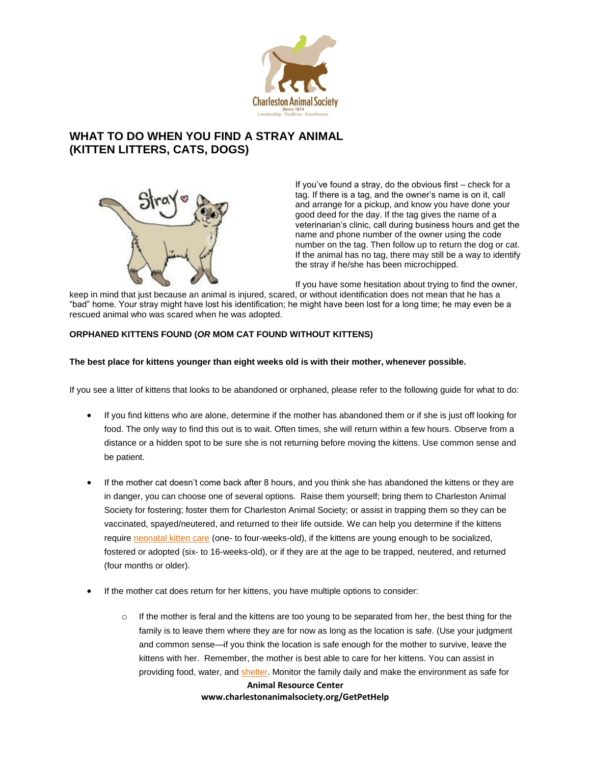# WHAT TO DO WHEN YOU FIND A STRAY ANIMAL (KITTEN LITTERS, CATS, DOGS)

If you've found a stray, do the obvious first – check for a tag. If there is a tag, and the owner's name is on it, call and arrange for a pickup, and know you have done your good deed for the day. If the tag gives the name of a veterinarian's clinic, call during business hours and get the name and phone number of the owner using the code number on the tag. Then follow up to return the dog or cat. If the animal has no tag, there may still be a way to identify the stray if he/she has been microchipped.

If you have some hesitation about trying to find the owner, keep in mind that just because an animal is injured, scared, or without identification does not mean that he has a "bad" home. Your stray might have lost his identification; he might have been lost for a long time; he may even be a rescued animal who was scared when he was adopted.

**ORPHANED KITTENS FOUND (*OR* MOM CAT FOUND WITHOUT KITTENS)**

**The best place for kittens younger than eight weeks old is with their mother, whenever possible.**

If you see a litter of kittens that looks to be abandoned or orphaned, please refer to the following guide for what to do:

- If you find kittens who are alone, determine if the mother has abandoned them or if she is just off looking for food. The only way to find this out is to wait. Often times, she will return within a few hours. Observe from a distance or a hidden spot to be sure she is not returning before moving the kittens. Use common sense and be patient.

- If the mother cat doesn't come back after 8 hours, and you think she has abandoned the kittens or they are in danger, you can choose one of several options. Raise them yourself; bring them to Charleston Animal Society for fostering; foster them for Charleston Animal Society; or assist in trapping them so they can be vaccinated, spayed/neutered, and returned to their life outside. We can help you determine if the kittens require neonatal kitten care (one- to four-weeks-old), if the kittens are young enough to be socialized, fostered or adopted (six- to 16-weeks-old), or if they are at the age to be trapped, neutered, and returned (four months or older).

- If the mother cat does return for her kittens, you have multiple options to consider:
  - If the mother is feral and the kittens are too young to be separated from her, the best thing for the family is to leave them where they are for now as long as the location is safe. (Use your judgment and common sense—if you think the location is safe enough for the mother to survive, leave the kittens with her. Remember, the mother is best able to care for her kittens. You can assist in providing food, water, and shelter. Monitor the family daily and make the environment as safe for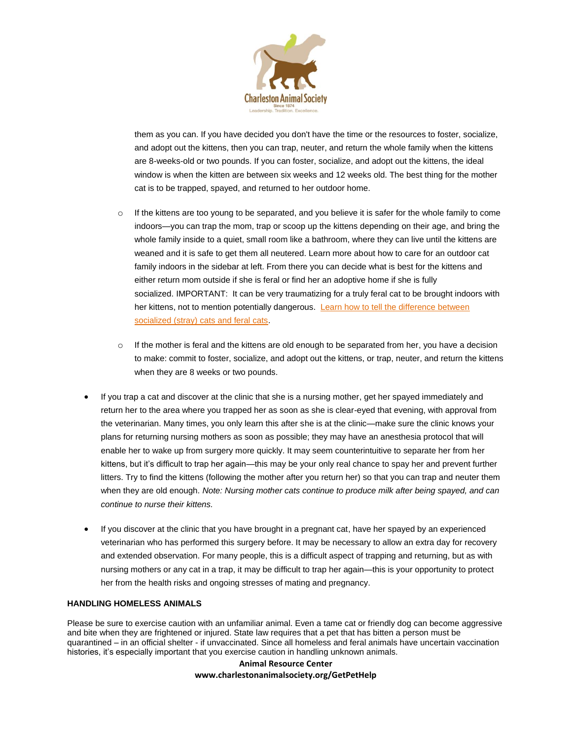them as you can. If you have decided you don't have the time or the resources to foster, socialize, and adopt out the kittens, then you can trap, neuter, and return the whole family when the kittens are 8-weeks-old or two pounds. If you can foster, socialize, and adopt out the kittens, the ideal window is when the kitten are between six weeks and 12 weeks old. The best thing for the mother cat is to be trapped, spayed, and returned to her outdoor home.

  - If the kittens are too young to be separated, and you believe it is safer for the whole family to come indoors—you can trap the mom, trap or scoop up the kittens depending on their age, and bring the whole family inside to a quiet, small room like a bathroom, where they can live until the kittens are weaned and it is safe to get them all neutered. Learn more about how to care for an outdoor cat family indoors in the sidebar at left. From there you can decide what is best for the kittens and either return mom outside if she is feral or find her an adoptive home if she is fully socialized. IMPORTANT: It can be very traumatizing for a truly feral cat to be brought indoors with her kittens, not to mention potentially dangerous. Learn how to tell the difference between socialized (stray) cats and feral cats.

  - If the mother is feral and the kittens are old enough to be separated from her, you have a decision to make: commit to foster, socialize, and adopt out the kittens, or trap, neuter, and return the kittens when they are 8 weeks or two pounds.

- If you trap a cat and discover at the clinic that she is a nursing mother, get her spayed immediately and return her to the area where you trapped her as soon as she is clear-eyed that evening, with approval from the veterinarian. Many times, you only learn this after she is at the clinic—make sure the clinic knows your plans for returning nursing mothers as soon as possible; they may have an anesthesia protocol that will enable her to wake up from surgery more quickly. It may seem counterintuitive to separate her from her kittens, but it's difficult to trap her again—this may be your only real chance to spay her and prevent further litters. Try to find the kittens (following the mother after you return her) so that you can trap and neuter them when they are old enough. *Note: Nursing mother cats continue to produce milk after being spayed, and can continue to nurse their kittens.*

- If you discover at the clinic that you have brought in a pregnant cat, have her spayed by an experienced veterinarian who has performed this surgery before. It may be necessary to allow an extra day for recovery and extended observation. For many people, this is a difficult aspect of trapping and returning, but as with nursing mothers or any cat in a trap, it may be difficult to trap her again—this is your opportunity to protect her from the health risks and ongoing stresses of mating and pregnancy.

**HANDLING HOMELESS ANIMALS**

Please be sure to exercise caution with an unfamiliar animal. Even a tame cat or friendly dog can become aggressive and bite when they are frightened or injured. State law requires that a pet that has bitten a person must be quarantined – in an official shelter - if unvaccinated. Since all homeless and feral animals have uncertain vaccination histories, it's especially important that you exercise caution in handling unknown animals.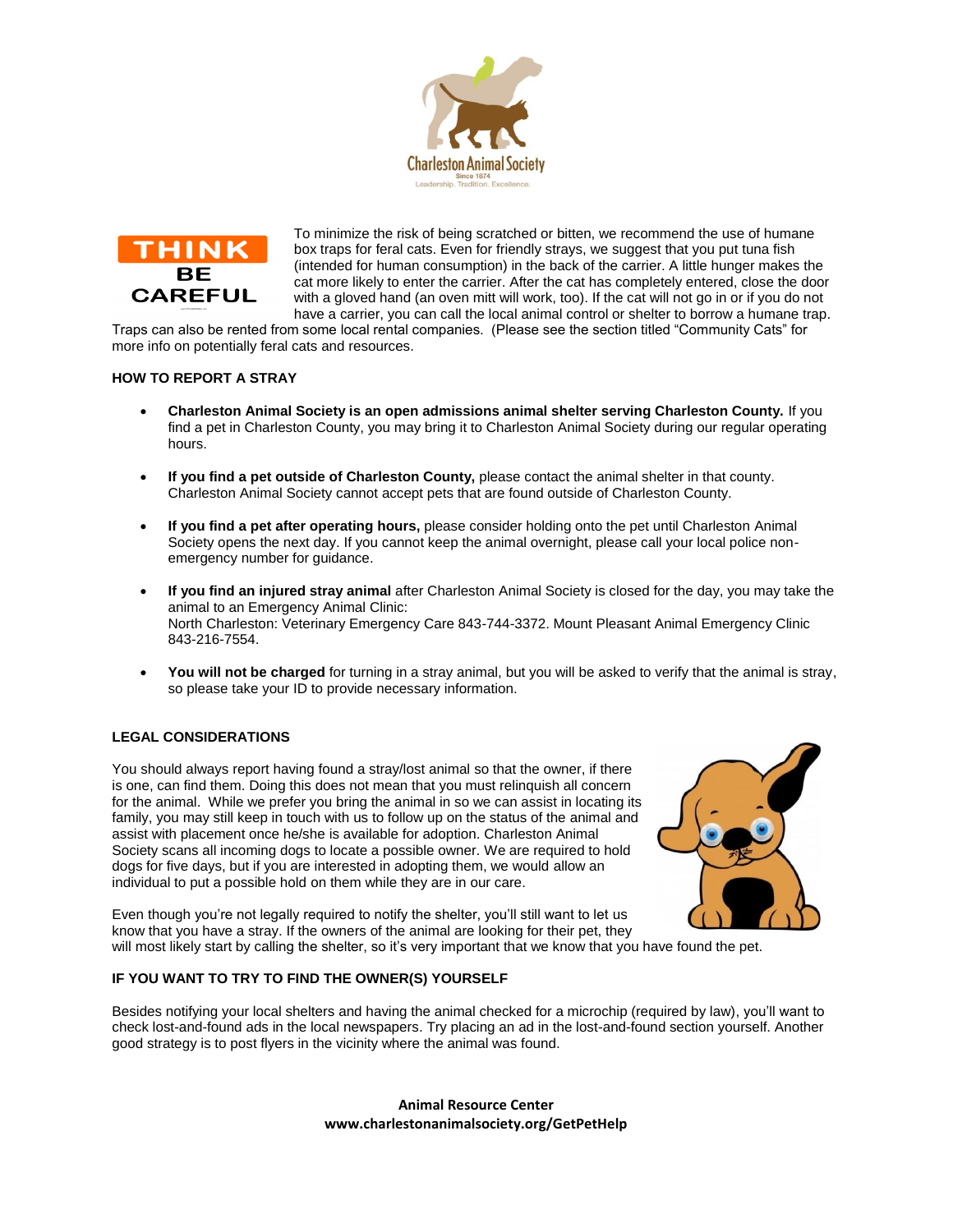To minimize the risk of being scratched or bitten, we recommend the use of humane box traps for feral cats. Even for friendly strays, we suggest that you put tuna fish (intended for human consumption) in the back of the carrier. A little hunger makes the cat more likely to enter the carrier. After the cat has completely entered, close the door with a gloved hand (an oven mitt will work, too). If the cat will not go in or if you do not have a carrier, you can call the local animal control or shelter to borrow a humane trap. Traps can also be rented from some local rental companies. (Please see the section titled "Community Cats" for more info on potentially feral cats and resources.

## HOW TO REPORT A STRAY

- **Charleston Animal Society is an open admissions animal shelter serving Charleston County.** If you find a pet in Charleston County, you may bring it to Charleston Animal Society during our regular operating hours.

- **If you find a pet outside of Charleston County,** please contact the animal shelter in that county. Charleston Animal Society cannot accept pets that are found outside of Charleston County.

- **If you find a pet after operating hours,** please consider holding onto the pet until Charleston Animal Society opens the next day. If you cannot keep the animal overnight, please call your local police non-emergency number for guidance.

- **If you find an injured stray animal** after Charleston Animal Society is closed for the day, you may take the animal to an Emergency Animal Clinic:
  North Charleston: Veterinary Emergency Care 843-744-3372. Mount Pleasant Animal Emergency Clinic 843-216-7554.

- **You will not be charged** for turning in a stray animal, but you will be asked to verify that the animal is stray, so please take your ID to provide necessary information.

## LEGAL CONSIDERATIONS

You should always report having found a stray/lost animal so that the owner, if there is one, can find them. Doing this does not mean that you must relinquish all concern for the animal. While we prefer you bring the animal in so we can assist in locating its family, you may still keep in touch with us to follow up on the status of the animal and assist with placement once he/she is available for adoption. Charleston Animal Society scans all incoming dogs to locate a possible owner. We are required to hold dogs for five days, but if you are interested in adopting them, we would allow an individual to put a possible hold on them while they are in our care.

Even though you're not legally required to notify the shelter, you'll still want to let us know that you have a stray. If the owners of the animal are looking for their pet, they will most likely start by calling the shelter, so it's very important that we know that you have found the pet.

## IF YOU WANT TO TRY TO FIND THE OWNER(S) YOURSELF

Besides notifying your local shelters and having the animal checked for a microchip (required by law), you'll want to check lost-and-found ads in the local newspapers. Try placing an ad in the lost-and-found section yourself. Another good strategy is to post flyers in the vicinity where the animal was found.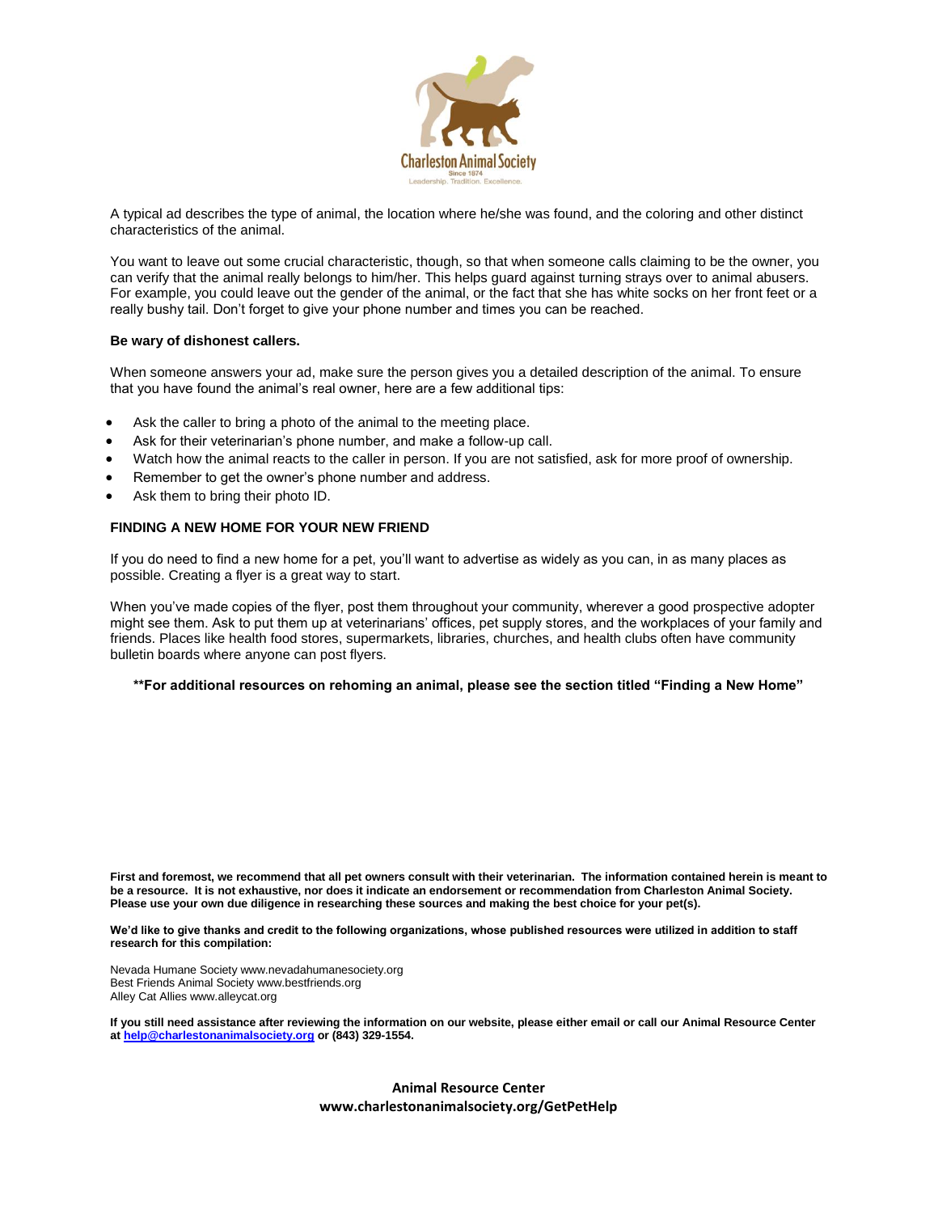A typical ad describes the type of animal, the location where he/she was found, and the coloring and other distinct characteristics of the animal.

You want to leave out some crucial characteristic, though, so that when someone calls claiming to be the owner, you can verify that the animal really belongs to him/her. This helps guard against turning strays over to animal abusers. For example, you could leave out the gender of the animal, or the fact that she has white socks on her front feet or a really bushy tail. Don't forget to give your phone number and times you can be reached.

**Be wary of dishonest callers.**

When someone answers your ad, make sure the person gives you a detailed description of the animal. To ensure that you have found the animal's real owner, here are a few additional tips:

- Ask the caller to bring a photo of the animal to the meeting place.
- Ask for their veterinarian's phone number, and make a follow-up call.
- Watch how the animal reacts to the caller in person. If you are not satisfied, ask for more proof of ownership.
- Remember to get the owner's phone number and address.
- Ask them to bring their photo ID.

### FINDING A NEW HOME FOR YOUR NEW FRIEND

If you do need to find a new home for a pet, you'll want to advertise as widely as you can, in as many places as possible. Creating a flyer is a great way to start.

When you've made copies of the flyer, post them throughout your community, wherever a good prospective adopter might see them. Ask to put them up at veterinarians' offices, pet supply stores, and the workplaces of your family and friends. Places like health food stores, supermarkets, libraries, churches, and health clubs often have community bulletin boards where anyone can post flyers.

**\*\*For additional resources on rehoming an animal, please see the section titled "Finding a New Home"**

**First and foremost, we recommend that all pet owners consult with their veterinarian. The information contained herein is meant to be a resource. It is not exhaustive, nor does it indicate an endorsement or recommendation from Charleston Animal Society. Please use your own due diligence in researching these sources and making the best choice for your pet(s).**

**We'd like to give thanks and credit to the following organizations, whose published resources were utilized in addition to staff research for this compilation:**

Nevada Humane Society www.nevadahumanesociety.org
Best Friends Animal Society www.bestfriends.org
Alley Cat Allies www.alleycat.org

**If you still need assistance after reviewing the information on our website, please either email or call our Animal Resource Center at help@charlestonanimalsociety.org or (843) 329-1554.**

**Animal Resource Center**
**www.charlestonanimalsociety.org/GetPetHelp**